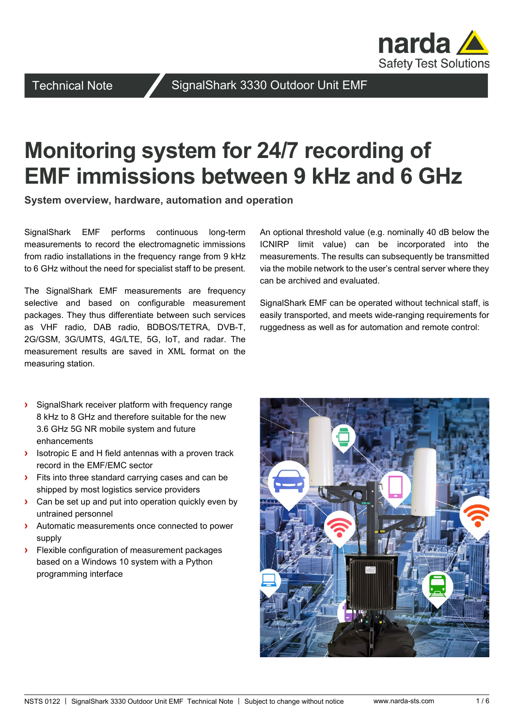Technical Note | SignalShark 3330 Outdoor Unit EMF

# Monitoring system for 24/7 recording of EMF immissions between 9 kHz and 6 GHz

**System overview, hardware, automation and operation**

SignalShark EMF performs continuous long-term measurements to record the electromagnetic immissions from radio installations in the frequency range from 9 kHz to 6 GHz without the need for specialist staff to be present.

The SignalShark EMF measurements are frequency selective and based on configurable measurement packages. They thus differentiate between such services as VHF radio, DAB radio, BDBOS/TETRA, DVB-T, 2G/GSM, 3G/UMTS, 4G/LTE, 5G, IoT, and radar. The measurement results are saved in XML format on the measuring station.

An optional threshold value (e.g. nominally 40 dB below the ICNIRP limit value) can be incorporated into the measurements. The results can subsequently be transmitted via the mobile network to the user's central server where they can be archived and evaluated.

SignalShark EMF can be operated without technical staff, is easily transported, and meets wide-ranging requirements for ruggedness as well as for automation and remote control:

- SignalShark receiver platform with frequency range 8 kHz to 8 GHz and therefore suitable for the new 3.6 GHz 5G NR mobile system and future enhancements
- Isotropic E and H field antennas with a proven track record in the EMF/EMC sector
- Fits into three standard carrying cases and can be shipped by most logistics service providers
- Can be set up and put into operation quickly even by untrained personnel
- Automatic measurements once connected to power supply
- Flexible configuration of measurement packages based on a Windows 10 system with a Python programming interface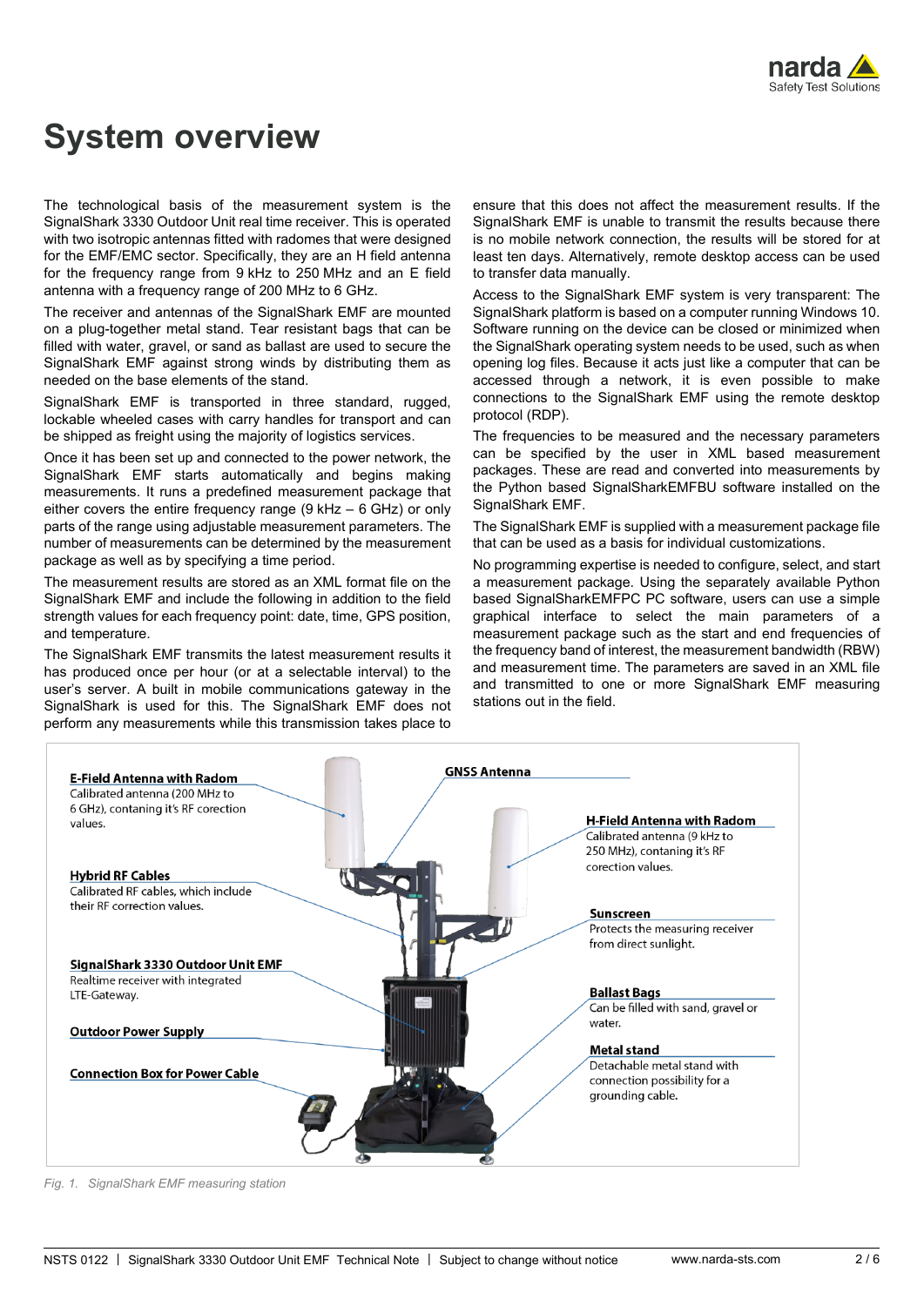# System overview

The technological basis of the measurement system is the SignalShark 3330 Outdoor Unit real time receiver. This is operated with two isotropic antennas fitted with radomes that were designed for the EMF/EMC sector. Specifically, they are an H field antenna for the frequency range from 9 kHz to 250 MHz and an E field antenna with a frequency range of 200 MHz to 6 GHz.

The receiver and antennas of the SignalShark EMF are mounted on a plug-together metal stand. Tear resistant bags that can be filled with water, gravel, or sand as ballast are used to secure the SignalShark EMF against strong winds by distributing them as needed on the base elements of the stand.

SignalShark EMF is transported in three standard, rugged, lockable wheeled cases with carry handles for transport and can be shipped as freight using the majority of logistics services.

Once it has been set up and connected to the power network, the SignalShark EMF starts automatically and begins making measurements. It runs a predefined measurement package that either covers the entire frequency range (9 kHz – 6 GHz) or only parts of the range using adjustable measurement parameters. The number of measurements can be determined by the measurement package as well as by specifying a time period.

The measurement results are stored as an XML format file on the SignalShark EMF and include the following in addition to the field strength values for each frequency point: date, time, GPS position, and temperature.

The SignalShark EMF transmits the latest measurement results it has produced once per hour (or at a selectable interval) to the user's server. A built in mobile communications gateway in the SignalShark is used for this. The SignalShark EMF does not perform any measurements while this transmission takes place to ensure that this does not affect the measurement results. If the SignalShark EMF is unable to transmit the results because there is no mobile network connection, the results will be stored for at least ten days. Alternatively, remote desktop access can be used to transfer data manually.

Access to the SignalShark EMF system is very transparent: The SignalShark platform is based on a computer running Windows 10. Software running on the device can be closed or minimized when the SignalShark operating system needs to be used, such as when opening log files. Because it acts just like a computer that can be accessed through a network, it is even possible to make connections to the SignalShark EMF using the remote desktop protocol (RDP).

The frequencies to be measured and the necessary parameters can be specified by the user in XML based measurement packages. These are read and converted into measurements by the Python based SignalSharkEMFBU software installed on the SignalShark EMF.

The SignalShark EMF is supplied with a measurement package file that can be used as a basis for individual customizations.

No programming expertise is needed to configure, select, and start a measurement package. Using the separately available Python based SignalSharkEMFPC PC software, users can use a simple graphical interface to select the main parameters of a measurement package such as the start and end frequencies of the frequency band of interest, the measurement bandwidth (RBW) and measurement time. The parameters are saved in an XML file and transmitted to one or more SignalShark EMF measuring stations out in the field.

**E-Field Antenna with Radom**
Calibrated antenna (200 MHz to 6 GHz), contaning it's RF corection values.

**GNSS Antenna**

**H-Field Antenna with Radom**
Calibrated antenna (9 kHz to 250 MHz), contaning it's RF corection values.

**Hybrid RF Cables**
Calibrated RF cables, which include their RF correction values.

**Sunscreen**
Protects the measuring receiver from direct sunlight.

**SignalShark 3330 Outdoor Unit EMF**
Realtime receiver with integrated LTE-Gateway.

**Ballast Bags**
Can be filled with sand, gravel or water.

**Outdoor Power Supply**

**Metal stand**
Detachable metal stand with connection possibility for a grounding cable.

**Connection Box for Power Cable**

*Fig. 1. SignalShark EMF measuring station*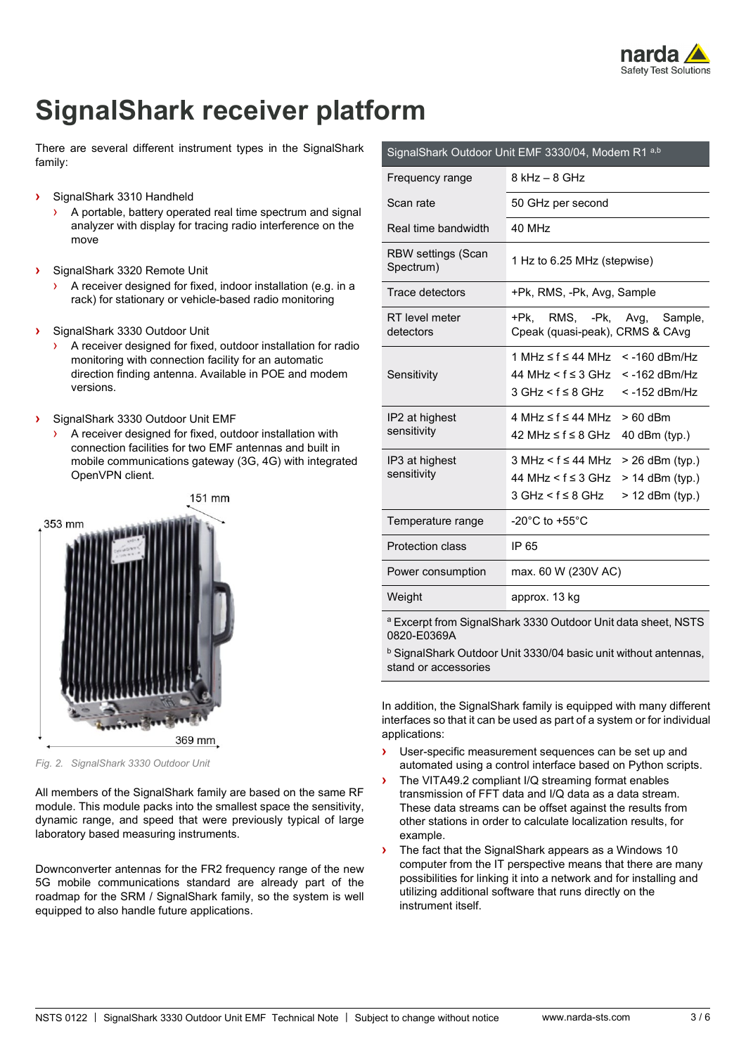# SignalShark receiver platform

There are several different instrument types in the SignalShark family:

- SignalShark 3310 Handheld
  - A portable, battery operated real time spectrum and signal analyzer with display for tracing radio interference on the move
- SignalShark 3320 Remote Unit
  - A receiver designed for fixed, indoor installation (e.g. in a rack) for stationary or vehicle-based radio monitoring
- SignalShark 3330 Outdoor Unit
  - A receiver designed for fixed, outdoor installation for radio monitoring with connection facility for an automatic direction finding antenna. Available in POE and modem versions.
- SignalShark 3330 Outdoor Unit EMF
  - A receiver designed for fixed, outdoor installation with connection facilities for two EMF antennas and built in mobile communications gateway (3G, 4G) with integrated OpenVPN client.

151 mm

353 mm

369 mm

*Fig. 2. SignalShark 3330 Outdoor Unit*

All members of the SignalShark family are based on the same RF module. This module packs into the smallest space the sensitivity, dynamic range, and speed that were previously typical of large laboratory based measuring instruments.

Downconverter antennas for the FR2 frequency range of the new 5G mobile communications standard are already part of the roadmap for the SRM / SignalShark family, so the system is well equipped to also handle future applications.

| SignalShark Outdoor Unit EMF 3330/04, Modem R1 [a,b] | |
|---|---|
| Frequency range | 8 kHz – 8 GHz |
| Scan rate | 50 GHz per second |
| Real time bandwidth | 40 MHz |
| RBW settings (Scan Spectrum) | 1 Hz to 6.25 MHz (stepwise) |
| Trace detectors | +Pk, RMS, -Pk, Avg, Sample |
| RT level meter detectors | +Pk, RMS, -Pk, Avg, Sample, Cpeak (quasi-peak), CRMS & CAvg |
| Sensitivity | 1 MHz ≤ f ≤ 44 MHz < -160 dBm/Hz<br>44 MHz < f ≤ 3 GHz < -162 dBm/Hz<br>3 GHz < f ≤ 8 GHz < -152 dBm/Hz |
| IP2 at highest sensitivity | 4 MHz ≤ f ≤ 44 MHz > 60 dBm<br>42 MHz ≤ f ≤ 8 GHz 40 dBm (typ.) |
| IP3 at highest sensitivity | 3 MHz < f ≤ 44 MHz > 26 dBm (typ.)<br>44 MHz < f ≤ 3 GHz > 14 dBm (typ.)<br>3 GHz < f ≤ 8 GHz > 12 dBm (typ.) |
| Temperature range | -20°C to +55°C |
| Protection class | IP 65 |
| Power consumption | max. 60 W (230V AC) |
| Weight | approx. 13 kg |

[a] Excerpt from SignalShark 3330 Outdoor Unit data sheet, NSTS 0820-E0369A

[b] SignalShark Outdoor Unit 3330/04 basic unit without antennas, stand or accessories

In addition, the SignalShark family is equipped with many different interfaces so that it can be used as part of a system or for individual applications:

- User-specific measurement sequences can be set up and automated using a control interface based on Python scripts.
- The VITA49.2 compliant I/Q streaming format enables transmission of FFT data and I/Q data as a data stream. These data streams can be offset against the results from other stations in order to calculate localization results, for example.
- The fact that the SignalShark appears as a Windows 10 computer from the IT perspective means that there are many possibilities for linking it into a network and for installing and utilizing additional software that runs directly on the instrument itself.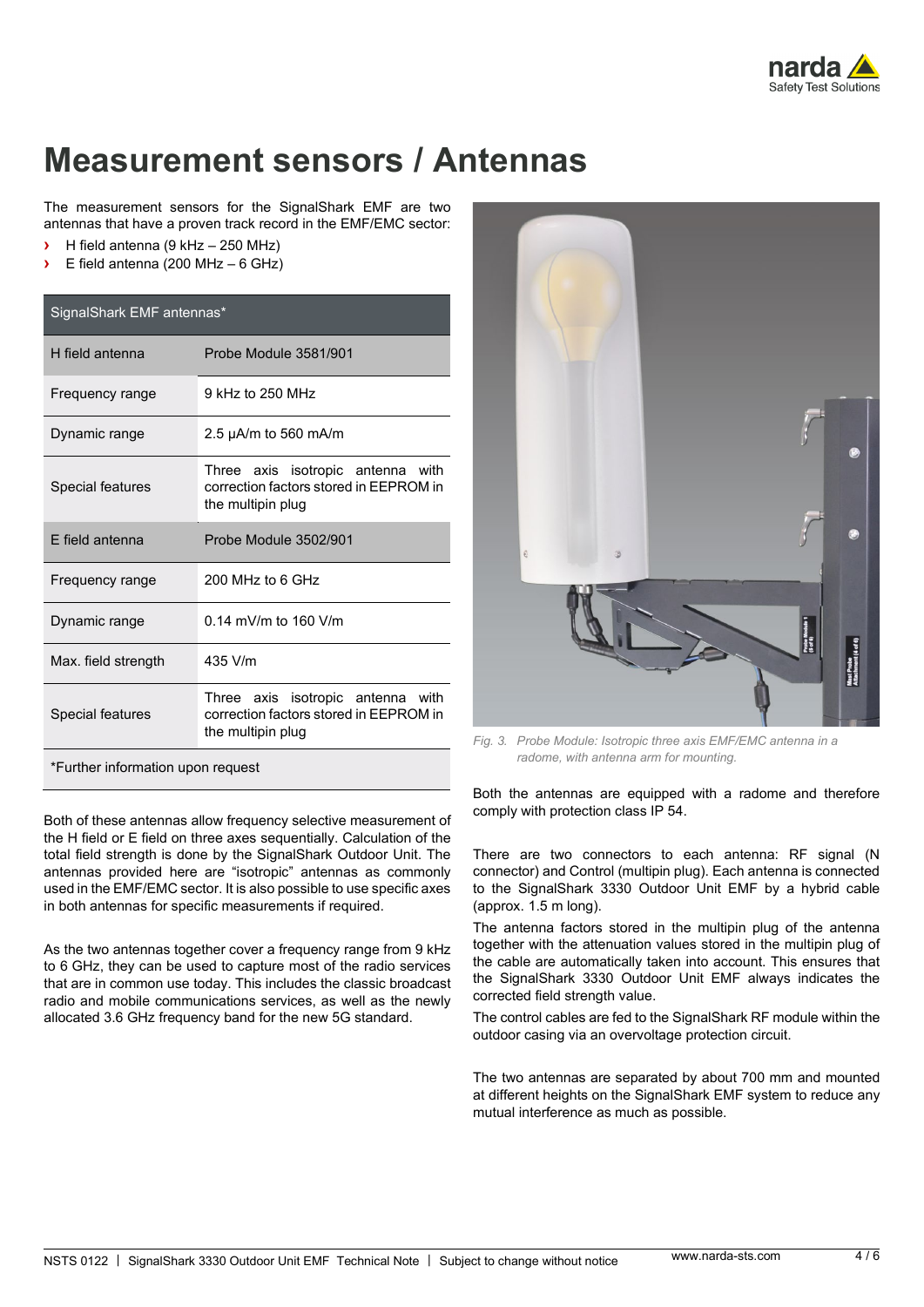# Measurement sensors / Antennas

The measurement sensors for the SignalShark EMF are two antennas that have a proven track record in the EMF/EMC sector:

- H field antenna (9 kHz – 250 MHz)
- E field antenna (200 MHz – 6 GHz)

| SignalShark EMF antennas* | |
|---|---|
| H field antenna | Probe Module 3581/901 |
| Frequency range | 9 kHz to 250 MHz |
| Dynamic range | 2.5 µA/m to 560 mA/m |
| Special features | Three axis isotropic antenna with correction factors stored in EEPROM in the multipin plug |
| E field antenna | Probe Module 3502/901 |
| Frequency range | 200 MHz to 6 GHz |
| Dynamic range | 0.14 mV/m to 160 V/m |
| Max. field strength | 435 V/m |
| Special features | Three axis isotropic antenna with correction factors stored in EEPROM in the multipin plug |
| *Further information upon request | |

Both of these antennas allow frequency selective measurement of the H field or E field on three axes sequentially. Calculation of the total field strength is done by the SignalShark Outdoor Unit. The antennas provided here are “isotropic” antennas as commonly used in the EMF/EMC sector. It is also possible to use specific axes in both antennas for specific measurements if required.

As the two antennas together cover a frequency range from 9 kHz to 6 GHz, they can be used to capture most of the radio services that are in common use today. This includes the classic broadcast radio and mobile communications services, as well as the newly allocated 3.6 GHz frequency band for the new 5G standard.

*Fig. 3. Probe Module: Isotropic three axis EMF/EMC antenna in a radome, with antenna arm for mounting.*

Both the antennas are equipped with a radome and therefore comply with protection class IP 54.

There are two connectors to each antenna: RF signal (N connector) and Control (multipin plug). Each antenna is connected to the SignalShark 3330 Outdoor Unit EMF by a hybrid cable (approx. 1.5 m long).

The antenna factors stored in the multipin plug of the antenna together with the attenuation values stored in the multipin plug of the cable are automatically taken into account. This ensures that the SignalShark 3330 Outdoor Unit EMF always indicates the corrected field strength value.

The control cables are fed to the SignalShark RF module within the outdoor casing via an overvoltage protection circuit.

The two antennas are separated by about 700 mm and mounted at different heights on the SignalShark EMF system to reduce any mutual interference as much as possible.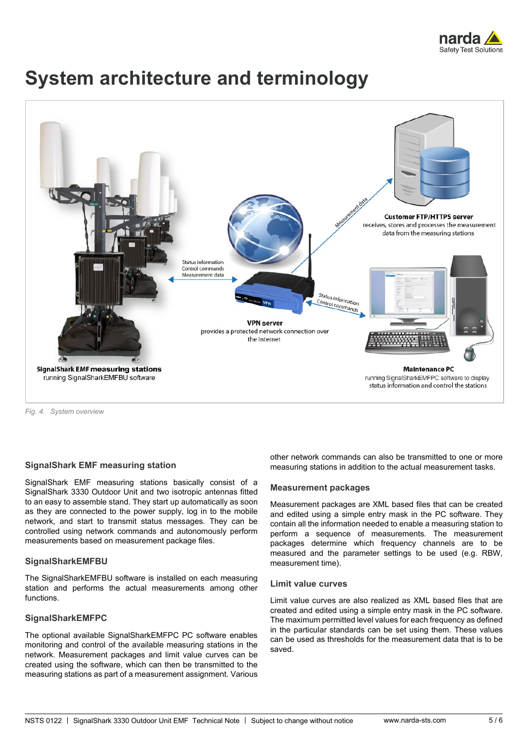# System architecture and terminology

Fig. 4. System overview

## SignalShark EMF measuring station

SignalShark EMF measuring stations basically consist of a SignalShark 3330 Outdoor Unit and two isotropic antennas fitted to an easy to assemble stand. They start up automatically as soon as they are connected to the power supply, log in to the mobile network, and start to transmit status messages. They can be controlled using network commands and autonomously perform measurements based on measurement package files.

## SignalSharkEMFBU

The SignalSharkEMFBU software is installed on each measuring station and performs the actual measurements among other functions.

## SignalSharkEMFPC

The optional available SignalSharkEMFPC PC software enables monitoring and control of the available measuring stations in the network. Measurement packages and limit value curves can be created using the software, which can then be transmitted to the measuring stations as part of a measurement assignment. Various other network commands can also be transmitted to one or more measuring stations in addition to the actual measurement tasks.

## Measurement packages

Measurement packages are XML based files that can be created and edited using a simple entry mask in the PC software. They contain all the information needed to enable a measuring station to perform a sequence of measurements. The measurement packages determine which frequency channels are to be measured and the parameter settings to be used (e.g. RBW, measurement time).

## Limit value curves

Limit value curves are also realized as XML based files that are created and edited using a simple entry mask in the PC software. The maximum permitted level values for each frequency as defined in the particular standards can be set using them. These values can be used as thresholds for the measurement data that is to be saved.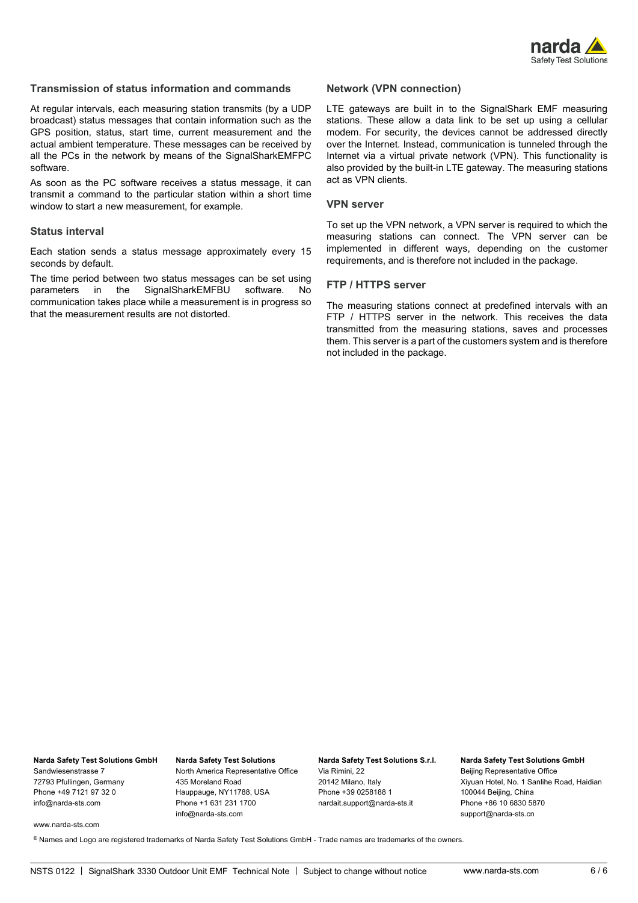### Transmission of status information and commands

At regular intervals, each measuring station transmits (by a UDP broadcast) status messages that contain information such as the GPS position, status, start time, current measurement and the actual ambient temperature. These messages can be received by all the PCs in the network by means of the SignalSharkEMFPC software.

As soon as the PC software receives a status message, it can transmit a command to the particular station within a short time window to start a new measurement, for example.

### Status interval

Each station sends a status message approximately every 15 seconds by default.

The time period between two status messages can be set using parameters in the SignalSharkEMFBU software. No communication takes place while a measurement is in progress so that the measurement results are not distorted.

### Network (VPN connection)

LTE gateways are built in to the SignalShark EMF measuring stations. These allow a data link to be set up using a cellular modem. For security, the devices cannot be addressed directly over the Internet. Instead, communication is tunneled through the Internet via a virtual private network (VPN). This functionality is also provided by the built-in LTE gateway. The measuring stations act as VPN clients.

### VPN server

To set up the VPN network, a VPN server is required to which the measuring stations can connect. The VPN server can be implemented in different ways, depending on the customer requirements, and is therefore not included in the package.

### FTP / HTTPS server

The measuring stations connect at predefined intervals with an FTP / HTTPS server in the network. This receives the data transmitted from the measuring stations, saves and processes them. This server is a part of the customers system and is therefore not included in the package.

**Narda Safety Test Solutions GmbH**
Sandwiesenstrasse 7
72793 Pfullingen, Germany
Phone +49 7121 97 32 0
info@narda-sts.com

**Narda Safety Test Solutions**
North America Representative Office
435 Moreland Road
Hauppauge, NY11788, USA
Phone +1 631 231 1700
info@narda-sts.com

**Narda Safety Test Solutions S.r.l.**
Via Rimini, 22
20142 Milano, Italy
Phone +39 0258188 1
nardait.support@narda-sts.it

**Narda Safety Test Solutions GmbH**
Beijing Representative Office
Xiyuan Hotel, No. 1 Sanlihe Road, Haidian
100044 Beijing, China
Phone +86 10 6830 5870
support@narda-sts.cn

www.narda-sts.com

® Names and Logo are registered trademarks of Narda Safety Test Solutions GmbH - Trade names are trademarks of the owners.